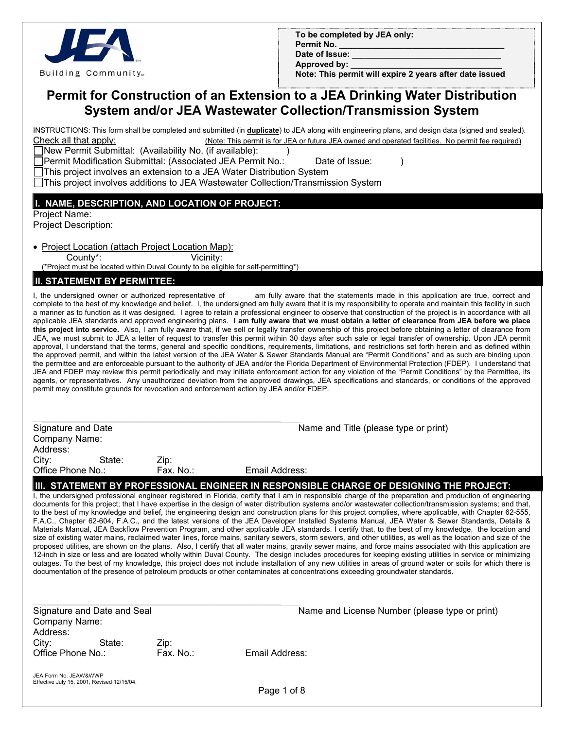JEA Building Community

**To be completed by JEA only:**
**Permit No.** ___________________________________
**Date of Issue:** ________________________________
**Approved by:** _________________________________
**Note: This permit will expire 2 years after date issued**

# Permit for Construction of an Extension to a JEA Drinking Water Distribution System and/or JEA Wastewater Collection/Transmission System

INSTRUCTIONS: This form shall be completed and submitted (in **duplicate**) to JEA along with engineering plans, and design data (signed and sealed).

Check all that apply: (Note: This permit is for JEA or future JEA owned and operated facilities. No permit fee required)

- ☐ New Permit Submittal: (Availability No. (if available): )
- ☐ Permit Modification Submittal: (Associated JEA Permit No.: Date of Issue: )
- ☐ This project involves an extension to a JEA Water Distribution System
- ☐ This project involves additions to JEA Wastewater Collection/Transmission System

## I. NAME, DESCRIPTION, AND LOCATION OF PROJECT:

Project Name:

Project Description:

- Project Location (attach Project Location Map):

  County*: Vicinity:

(*Project must be located within Duval County to be eligible for self-permitting*)

## II. STATEMENT BY PERMITTEE:

I, the undersigned owner or authorized representative of am fully aware that the statements made in this application are true, correct and complete to the best of my knowledge and belief. I, the undersigned am fully aware that it is my responsibility to operate and maintain this facility in such a manner as to function as it was designed. I agree to retain a professional engineer to observe that construction of the project is in accordance with all applicable JEA standards and approved engineering plans. **I am fully aware that we must obtain a letter of clearance from JEA before we place this project into service.** Also, I am fully aware that, if we sell or legally transfer ownership of this project before obtaining a letter of clearance from JEA, we must submit to JEA a letter of request to transfer this permit within 30 days after such sale or legal transfer of ownership. Upon JEA permit approval, I understand that the terms, general and specific conditions, requirements, limitations, and restrictions set forth herein and as defined within the approved permit, and within the latest version of the JEA Water & Sewer Standards Manual are "Permit Conditions" and as such are binding upon the permittee and are enforceable pursuant to the authority of JEA and/or the Florida Department of Environmental Protection (FDEP). I understand that JEA and FDEP may review this permit periodically and may initiate enforcement action for any violation of the "Permit Conditions" by the Permittee, its agents, or representatives. Any unauthorized deviation from the approved drawings, JEA specifications and standards, or conditions of the approved permit may constitute grounds for revocation and enforcement action by JEA and/or FDEP.

Signature and Date | Name and Title (please type or print)

Company Name:
Address:
City: State: Zip:
Office Phone No.: Fax. No.: Email Address:

## III. STATEMENT BY PROFESSIONAL ENGINEER IN RESPONSIBLE CHARGE OF DESIGNING THE PROJECT:

I, the undersigned professional engineer registered in Florida, certify that I am in responsible charge of the preparation and production of engineering documents for this project; that I have expertise in the design of water distribution systems and/or wastewater collection/transmission systems; and that, to the best of my knowledge and belief, the engineering design and construction plans for this project complies, where applicable, with Chapter 62-555, F.A.C., Chapter 62-604, F.A.C., and the latest versions of the JEA Developer Installed Systems Manual, JEA Water & Sewer Standards, Details & Materials Manual, JEA Backflow Prevention Program, and other applicable JEA standards. I certify that, to the best of my knowledge, the location and size of existing water mains, reclaimed water lines, force mains, sanitary sewers, storm sewers, and other utilities, as well as the location and size of the proposed utilities, are shown on the plans. Also, I certify that all water mains, gravity sewer mains, and force mains associated with this application are 12-inch in size or less and are located wholly within Duval County. The design includes procedures for keeping existing utilities in service or minimizing outages. To the best of my knowledge, this project does not include installation of any new utilities in areas of ground water or soils for which there is documentation of the presence of petroleum products or other contaminates at concentrations exceeding groundwater standards.

Signature and Date and Seal | Name and License Number (please type or print)

Company Name:
Address:
City: State: Zip:
Office Phone No.: Fax. No.: Email Address:

JEA Form No. JEAW&WWP
Effective July 15, 2001, Revised 12/15/04.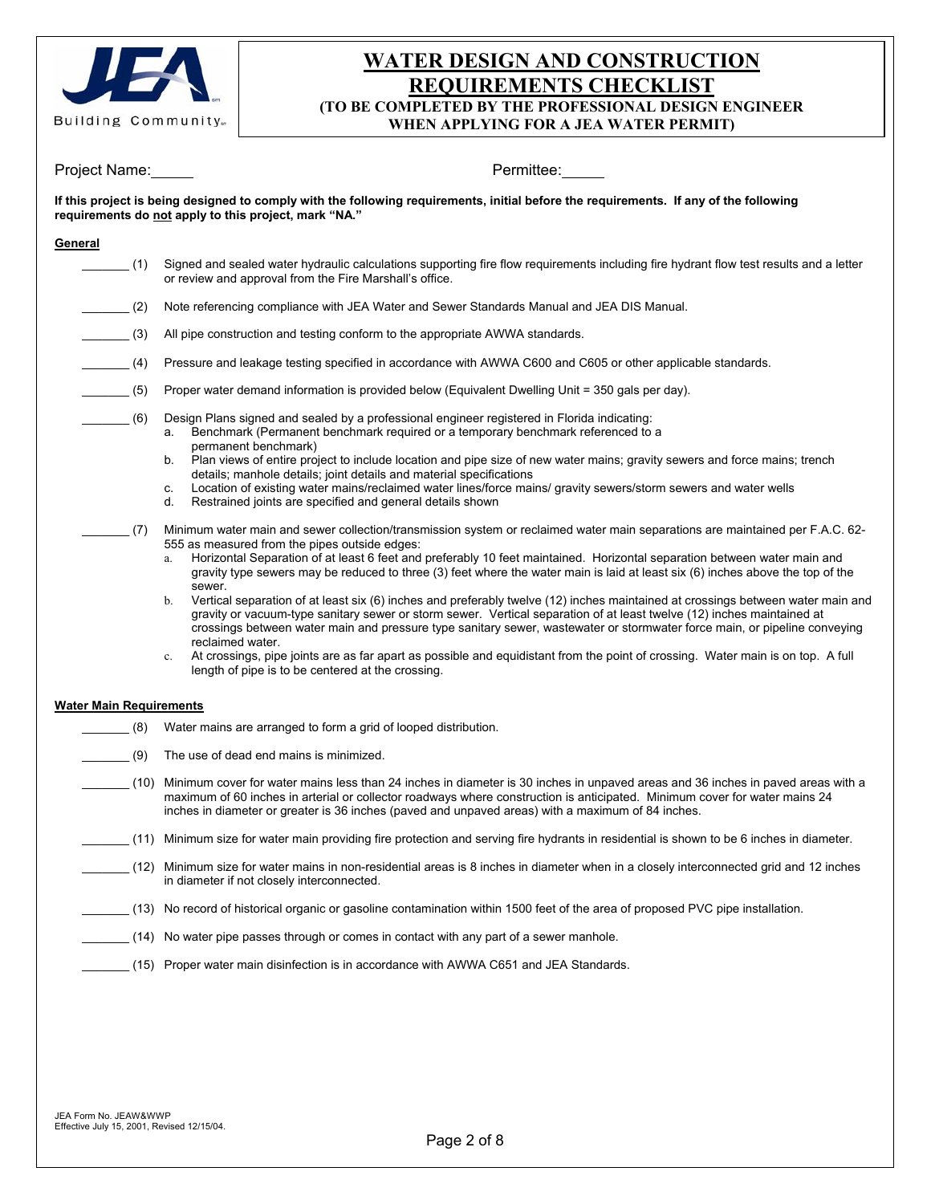# WATER DESIGN AND CONSTRUCTION REQUIREMENTS CHECKLIST

**(TO BE COMPLETED BY THE PROFESSIONAL DESIGN ENGINEER WHEN APPLYING FOR A JEA WATER PERMIT)**

Project Name:\_\_\_\_\_ Permittee:\_\_\_\_\_

**If this project is being designed to comply with the following requirements, initial before the requirements. If any of the following requirements do not apply to this project, mark "NA."**

**General**

\_\_\_\_\_\_\_ (1) Signed and sealed water hydraulic calculations supporting fire flow requirements including fire hydrant flow test results and a letter or review and approval from the Fire Marshall's office.

\_\_\_\_\_\_\_ (2) Note referencing compliance with JEA Water and Sewer Standards Manual and JEA DIS Manual.

\_\_\_\_\_\_\_ (3) All pipe construction and testing conform to the appropriate AWWA standards.

\_\_\_\_\_\_\_ (4) Pressure and leakage testing specified in accordance with AWWA C600 and C605 or other applicable standards.

\_\_\_\_\_\_\_ (5) Proper water demand information is provided below (Equivalent Dwelling Unit = 350 gals per day).

\_\_\_\_\_\_\_ (6) Design Plans signed and sealed by a professional engineer registered in Florida indicating:

a. Benchmark (Permanent benchmark required or a temporary benchmark referenced to a permanent benchmark)
b. Plan views of entire project to include location and pipe size of new water mains; gravity sewers and force mains; trench details; manhole details; joint details and material specifications
c. Location of existing water mains/reclaimed water lines/force mains/ gravity sewers/storm sewers and water wells
d. Restrained joints are specified and general details shown

\_\_\_\_\_\_\_ (7) Minimum water main and sewer collection/transmission system or reclaimed water main separations are maintained per F.A.C. 62-555 as measured from the pipes outside edges:

a. Horizontal Separation of at least 6 feet and preferably 10 feet maintained. Horizontal separation between water main and gravity type sewers may be reduced to three (3) feet where the water main is laid at least six (6) inches above the top of the sewer.
b. Vertical separation of at least six (6) inches and preferably twelve (12) inches maintained at crossings between water main and gravity or vacuum-type sanitary sewer or storm sewer. Vertical separation of at least twelve (12) inches maintained at crossings between water main and pressure type sanitary sewer, wastewater or stormwater force main, or pipeline conveying reclaimed water.
c. At crossings, pipe joints are as far apart as possible and equidistant from the point of crossing. Water main is on top. A full length of pipe is to be centered at the crossing.

**Water Main Requirements**

\_\_\_\_\_\_\_ (8) Water mains are arranged to form a grid of looped distribution.

\_\_\_\_\_\_\_ (9) The use of dead end mains is minimized.

\_\_\_\_\_\_\_ (10) Minimum cover for water mains less than 24 inches in diameter is 30 inches in unpaved areas and 36 inches in paved areas with a maximum of 60 inches in arterial or collector roadways where construction is anticipated. Minimum cover for water mains 24 inches in diameter or greater is 36 inches (paved and unpaved areas) with a maximum of 84 inches.

\_\_\_\_\_\_\_ (11) Minimum size for water main providing fire protection and serving fire hydrants in residential is shown to be 6 inches in diameter.

\_\_\_\_\_\_\_ (12) Minimum size for water mains in non-residential areas is 8 inches in diameter when in a closely interconnected grid and 12 inches in diameter if not closely interconnected.

\_\_\_\_\_\_\_ (13) No record of historical organic or gasoline contamination within 1500 feet of the area of proposed PVC pipe installation.

\_\_\_\_\_\_\_ (14) No water pipe passes through or comes in contact with any part of a sewer manhole.

\_\_\_\_\_\_\_ (15) Proper water main disinfection is in accordance with AWWA C651 and JEA Standards.

JEA Form No. JEAW&WWP
Effective July 15, 2001, Revised 12/15/04.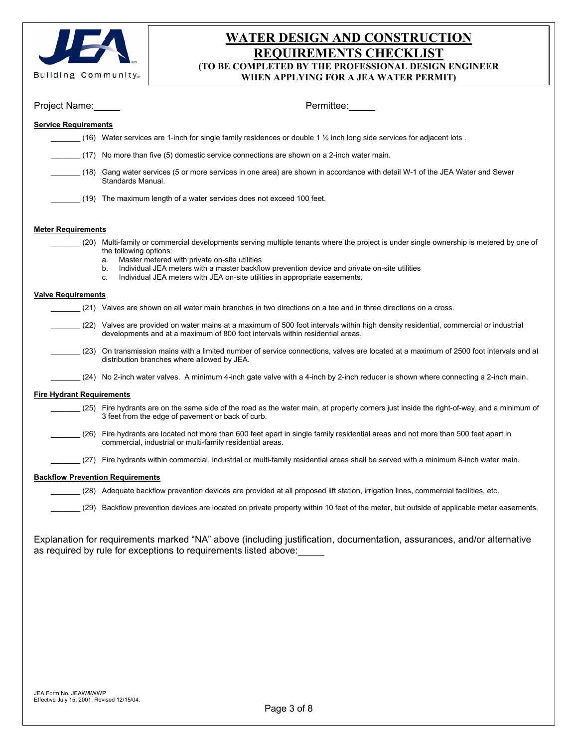# WATER DESIGN AND CONSTRUCTION REQUIREMENTS CHECKLIST

**(TO BE COMPLETED BY THE PROFESSIONAL DESIGN ENGINEER WHEN APPLYING FOR A JEA WATER PERMIT)**

Project Name:_____ Permittee:_____

**Service Requirements**

_______ (16) Water services are 1-inch for single family residences or double 1 ½ inch long side services for adjacent lots .

_______ (17) No more than five (5) domestic service connections are shown on a 2-inch water main.

_______ (18) Gang water services (5 or more services in one area) are shown in accordance with detail W-1 of the JEA Water and Sewer Standards Manual.

_______ (19) The maximum length of a water services does not exceed 100 feet.

**Meter Requirements**

_______ (20) Multi-family or commercial developments serving multiple tenants where the project is under single ownership is metered by one of the following options:

a. Master metered with private on-site utilities
b. Individual JEA meters with a master backflow prevention device and private on-site utilities
c. Individual JEA meters with JEA on-site utilities in appropriate easements.

**Valve Requirements**

_______ (21) Valves are shown on all water main branches in two directions on a tee and in three directions on a cross.

_______ (22) Valves are provided on water mains at a maximum of 500 foot intervals within high density residential, commercial or industrial developments and at a maximum of 800 foot intervals within residential areas.

_______ (23) On transmission mains with a limited number of service connections, valves are located at a maximum of 2500 foot intervals and at distribution branches where allowed by JEA.

_______ (24) No 2-inch water valves. A minimum 4-inch gate valve with a 4-inch by 2-inch reducer is shown where connecting a 2-inch main.

**Fire Hydrant Requirements**

_______ (25) Fire hydrants are on the same side of the road as the water main, at property corners just inside the right-of-way, and a minimum of 3 feet from the edge of pavement or back of curb.

_______ (26) Fire hydrants are located not more than 600 feet apart in single family residential areas and not more than 500 feet apart in commercial, industrial or multi-family residential areas.

_______ (27) Fire hydrants within commercial, industrial or multi-family residential areas shall be served with a minimum 8-inch water main.

**Backflow Prevention Requirements**

_______ (28) Adequate backflow prevention devices are provided at all proposed lift station, irrigation lines, commercial facilities, etc.

_______ (29) Backflow prevention devices are located on private property within 10 feet of the meter, but outside of applicable meter easements.

Explanation for requirements marked "NA" above (including justification, documentation, assurances, and/or alternative as required by rule for exceptions to requirements listed above:_____

JEA Form No. JEAW&WWP
Effective July 15, 2001, Revised 12/15/04.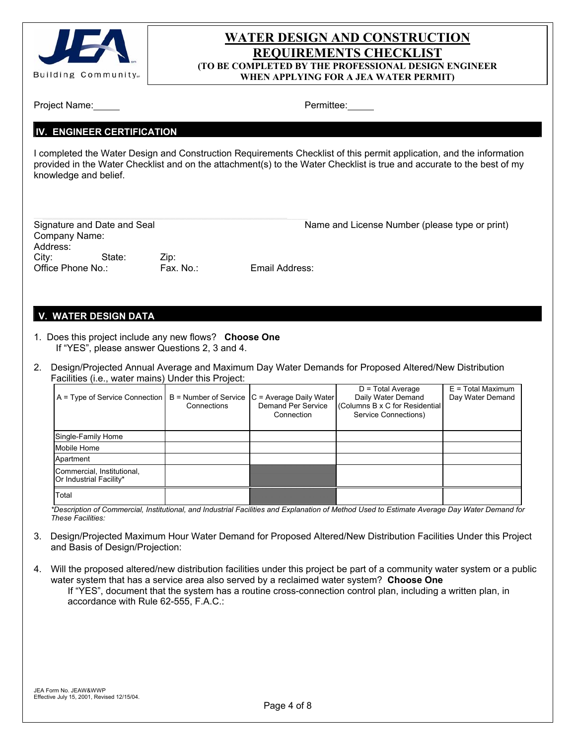JEA
Building Community

# WATER DESIGN AND CONSTRUCTION REQUIREMENTS CHECKLIST

**(TO BE COMPLETED BY THE PROFESSIONAL DESIGN ENGINEER WHEN APPLYING FOR A JEA WATER PERMIT)**

Project Name:\_\_\_\_\_ Permittee:\_\_\_\_\_

## IV. ENGINEER CERTIFICATION

I completed the Water Design and Construction Requirements Checklist of this permit application, and the information provided in the Water Checklist and on the attachment(s) to the Water Checklist is true and accurate to the best of my knowledge and belief.

Signature and Date and Seal Name and License Number (please type or print)
Company Name:
Address:
City: State: Zip:
Office Phone No.: Fax. No.: Email Address:

## V. WATER DESIGN DATA

1. Does this project include any new flows? **Choose One**
   If "YES", please answer Questions 2, 3 and 4.

2. Design/Projected Annual Average and Maximum Day Water Demands for Proposed Altered/New Distribution Facilities (i.e., water mains) Under this Project:

| A = Type of Service Connection | B = Number of Service Connections | C = Average Daily Water Demand Per Service Connection | D = Total Average Daily Water Demand (Columns B x C for Residential Service Connections) | E = Total Maximum Day Water Demand |
|---|---|---|---|---|
| Single-Family Home | | | | |
| Mobile Home | | | | |
| Apartment | | | | |
| Commercial, Institutional, Or Industrial Facility* | | | | |
| Total | | | | |

*\*Description of Commercial, Institutional, and Industrial Facilities and Explanation of Method Used to Estimate Average Day Water Demand for These Facilities:*

3. Design/Projected Maximum Hour Water Demand for Proposed Altered/New Distribution Facilities Under this Project and Basis of Design/Projection:

4. Will the proposed altered/new distribution facilities under this project be part of a community water system or a public water system that has a service area also served by a reclaimed water system? **Choose One**
   If "YES", document that the system has a routine cross-connection control plan, including a written plan, in accordance with Rule 62-555, F.A.C.:

JEA Form No. JEAW&WWP
Effective July 15, 2001, Revised 12/15/04.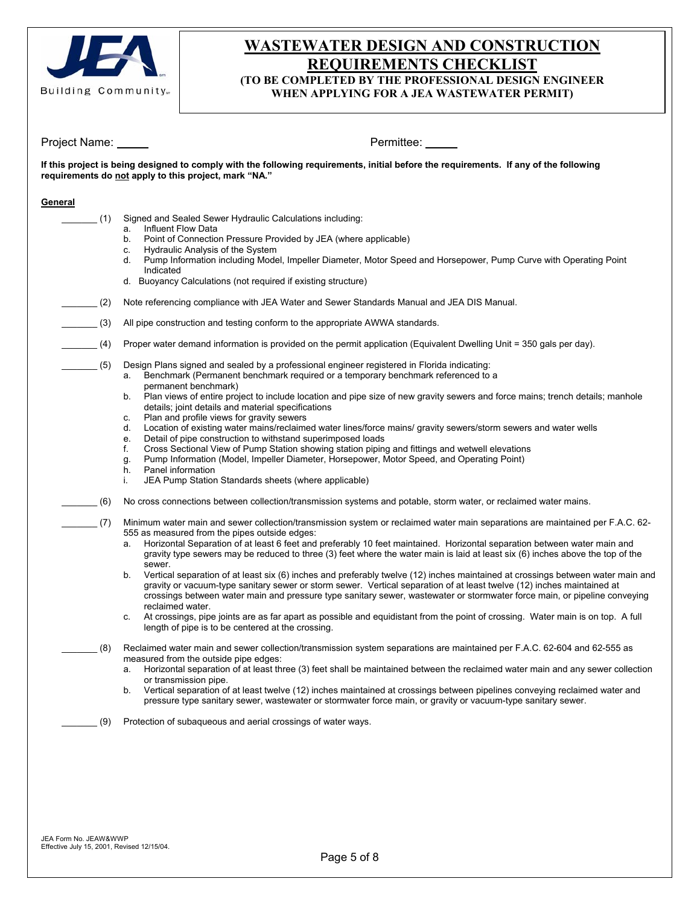# WASTEWATER DESIGN AND CONSTRUCTION REQUIREMENTS CHECKLIST

**(TO BE COMPLETED BY THE PROFESSIONAL DESIGN ENGINEER WHEN APPLYING FOR A JEA WASTEWATER PERMIT)**

Project Name: ______ Permittee: ______

**If this project is being designed to comply with the following requirements, initial before the requirements. If any of the following requirements do not apply to this project, mark "NA."**

**General**

_______ (1) Signed and Sealed Sewer Hydraulic Calculations including:
   a. Influent Flow Data
   b. Point of Connection Pressure Provided by JEA (where applicable)
   c. Hydraulic Analysis of the System
   d. Pump Information including Model, Impeller Diameter, Motor Speed and Horsepower, Pump Curve with Operating Point Indicated
   d. Buoyancy Calculations (not required if existing structure)

_______ (2) Note referencing compliance with JEA Water and Sewer Standards Manual and JEA DIS Manual.

_______ (3) All pipe construction and testing conform to the appropriate AWWA standards.

_______ (4) Proper water demand information is provided on the permit application (Equivalent Dwelling Unit = 350 gals per day).

_______ (5) Design Plans signed and sealed by a professional engineer registered in Florida indicating:
   a. Benchmark (Permanent benchmark required or a temporary benchmark referenced to a permanent benchmark)
   b. Plan views of entire project to include location and pipe size of new gravity sewers and force mains; trench details; manhole details; joint details and material specifications
   c. Plan and profile views for gravity sewers
   d. Location of existing water mains/reclaimed water lines/force mains/ gravity sewers/storm sewers and water wells
   e. Detail of pipe construction to withstand superimposed loads
   f. Cross Sectional View of Pump Station showing station piping and fittings and wetwell elevations
   g. Pump Information (Model, Impeller Diameter, Horsepower, Motor Speed, and Operating Point)
   h. Panel information
   i. JEA Pump Station Standards sheets (where applicable)

_______ (6) No cross connections between collection/transmission systems and potable, storm water, or reclaimed water mains.

_______ (7) Minimum water main and sewer collection/transmission system or reclaimed water main separations are maintained per F.A.C. 62-555 as measured from the pipes outside edges:
   a. Horizontal Separation of at least 6 feet and preferably 10 feet maintained. Horizontal separation between water main and gravity type sewers may be reduced to three (3) feet where the water main is laid at least six (6) inches above the top of the sewer.
   b. Vertical separation of at least six (6) inches and preferably twelve (12) inches maintained at crossings between water main and gravity or vacuum-type sanitary sewer or storm sewer. Vertical separation of at least twelve (12) inches maintained at crossings between water main and pressure type sanitary sewer, wastewater or stormwater force main, or pipeline conveying reclaimed water.
   c. At crossings, pipe joints are as far apart as possible and equidistant from the point of crossing. Water main is on top. A full length of pipe is to be centered at the crossing.

_______ (8) Reclaimed water main and sewer collection/transmission system separations are maintained per F.A.C. 62-604 and 62-555 as measured from the outside pipe edges:
   a. Horizontal separation of at least three (3) feet shall be maintained between the reclaimed water main and any sewer collection or transmission pipe.
   b. Vertical separation of at least twelve (12) inches maintained at crossings between pipelines conveying reclaimed water and pressure type sanitary sewer, wastewater or stormwater force main, or gravity or vacuum-type sanitary sewer.

_______ (9) Protection of subaqueous and aerial crossings of water ways.

JEA Form No. JEAW&WWP
Effective July 15, 2001, Revised 12/15/04.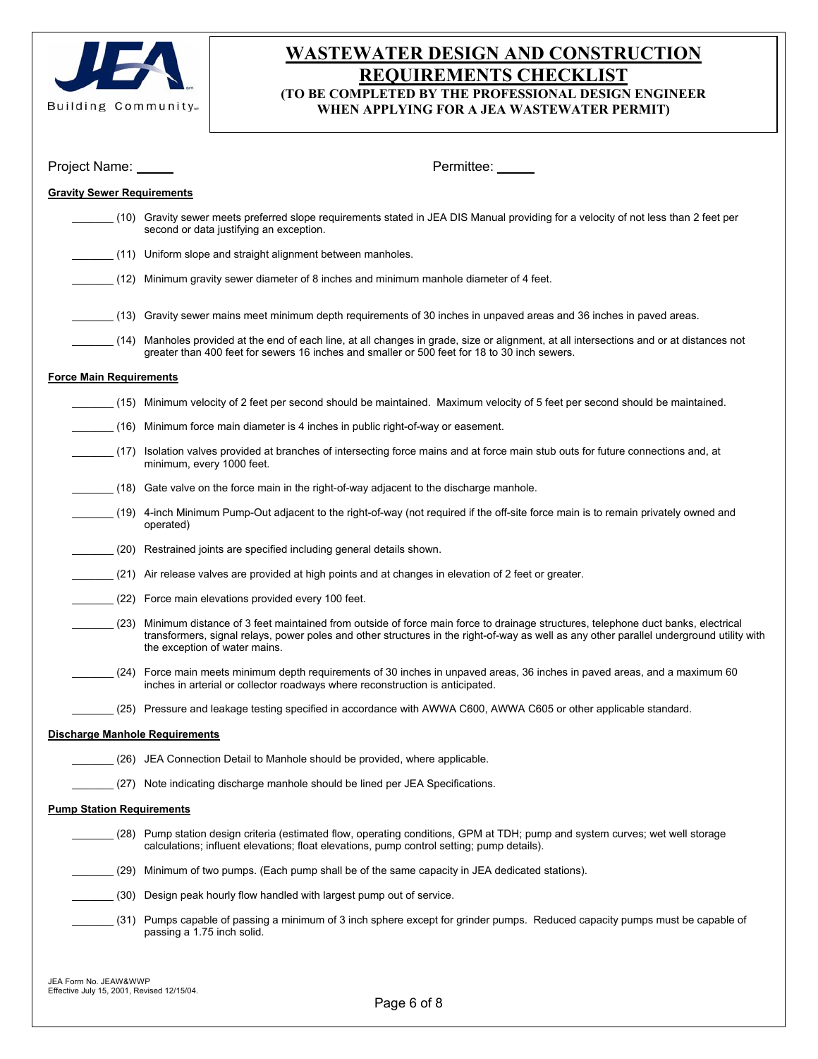# WASTEWATER DESIGN AND CONSTRUCTION REQUIREMENTS CHECKLIST

**(TO BE COMPLETED BY THE PROFESSIONAL DESIGN ENGINEER WHEN APPLYING FOR A JEA WASTEWATER PERMIT)**

Project Name: _____ Permittee: _____

**Gravity Sewer Requirements**

_______ (10) Gravity sewer meets preferred slope requirements stated in JEA DIS Manual providing for a velocity of not less than 2 feet per second or data justifying an exception.

_______ (11) Uniform slope and straight alignment between manholes.

_______ (12) Minimum gravity sewer diameter of 8 inches and minimum manhole diameter of 4 feet.

_______ (13) Gravity sewer mains meet minimum depth requirements of 30 inches in unpaved areas and 36 inches in paved areas.

_______ (14) Manholes provided at the end of each line, at all changes in grade, size or alignment, at all intersections and or at distances not greater than 400 feet for sewers 16 inches and smaller or 500 feet for 18 to 30 inch sewers.

**Force Main Requirements**

_______ (15) Minimum velocity of 2 feet per second should be maintained. Maximum velocity of 5 feet per second should be maintained.

_______ (16) Minimum force main diameter is 4 inches in public right-of-way or easement.

_______ (17) Isolation valves provided at branches of intersecting force mains and at force main stub outs for future connections and, at minimum, every 1000 feet.

_______ (18) Gate valve on the force main in the right-of-way adjacent to the discharge manhole.

_______ (19) 4-inch Minimum Pump-Out adjacent to the right-of-way (not required if the off-site force main is to remain privately owned and operated)

_______ (20) Restrained joints are specified including general details shown.

_______ (21) Air release valves are provided at high points and at changes in elevation of 2 feet or greater.

_______ (22) Force main elevations provided every 100 feet.

_______ (23) Minimum distance of 3 feet maintained from outside of force main force to drainage structures, telephone duct banks, electrical transformers, signal relays, power poles and other structures in the right-of-way as well as any other parallel underground utility with the exception of water mains.

_______ (24) Force main meets minimum depth requirements of 30 inches in unpaved areas, 36 inches in paved areas, and a maximum 60 inches in arterial or collector roadways where reconstruction is anticipated.

_______ (25) Pressure and leakage testing specified in accordance with AWWA C600, AWWA C605 or other applicable standard.

**Discharge Manhole Requirements**

_______ (26) JEA Connection Detail to Manhole should be provided, where applicable.

_______ (27) Note indicating discharge manhole should be lined per JEA Specifications.

**Pump Station Requirements**

_______ (28) Pump station design criteria (estimated flow, operating conditions, GPM at TDH; pump and system curves; wet well storage calculations; influent elevations; float elevations, pump control setting; pump details).

_______ (29) Minimum of two pumps. (Each pump shall be of the same capacity in JEA dedicated stations).

_______ (30) Design peak hourly flow handled with largest pump out of service.

_______ (31) Pumps capable of passing a minimum of 3 inch sphere except for grinder pumps. Reduced capacity pumps must be capable of passing a 1.75 inch solid.

JEA Form No. JEAW&WWP
Effective July 15, 2001, Revised 12/15/04.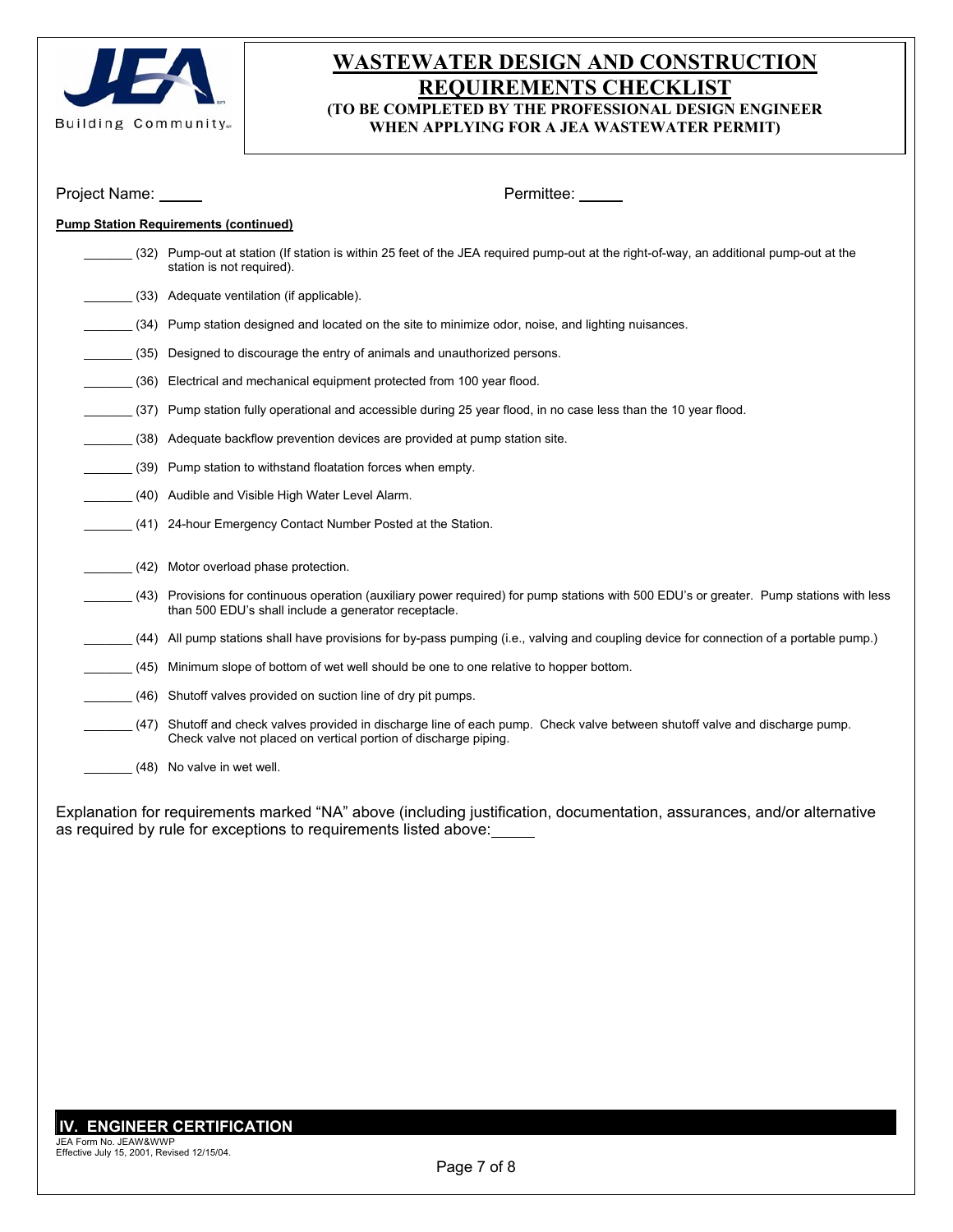# WASTEWATER DESIGN AND CONSTRUCTION REQUIREMENTS CHECKLIST

**(TO BE COMPLETED BY THE PROFESSIONAL DESIGN ENGINEER WHEN APPLYING FOR A JEA WASTEWATER PERMIT)**

Project Name: _____ Permittee: _____

**Pump Station Requirements (continued)**

_______ (32) Pump-out at station (If station is within 25 feet of the JEA required pump-out at the right-of-way, an additional pump-out at the station is not required).

_______ (33) Adequate ventilation (if applicable).

_______ (34) Pump station designed and located on the site to minimize odor, noise, and lighting nuisances.

_______ (35) Designed to discourage the entry of animals and unauthorized persons.

_______ (36) Electrical and mechanical equipment protected from 100 year flood.

_______ (37) Pump station fully operational and accessible during 25 year flood, in no case less than the 10 year flood.

_______ (38) Adequate backflow prevention devices are provided at pump station site.

_______ (39) Pump station to withstand floatation forces when empty.

_______ (40) Audible and Visible High Water Level Alarm.

_______ (41) 24-hour Emergency Contact Number Posted at the Station.

_______ (42) Motor overload phase protection.

_______ (43) Provisions for continuous operation (auxiliary power required) for pump stations with 500 EDU's or greater. Pump stations with less than 500 EDU's shall include a generator receptacle.

_______ (44) All pump stations shall have provisions for by-pass pumping (i.e., valving and coupling device for connection of a portable pump.)

_______ (45) Minimum slope of bottom of wet well should be one to one relative to hopper bottom.

_______ (46) Shutoff valves provided on suction line of dry pit pumps.

_______ (47) Shutoff and check valves provided in discharge line of each pump. Check valve between shutoff valve and discharge pump. Check valve not placed on vertical portion of discharge piping.

_______ (48) No valve in wet well.

Explanation for requirements marked "NA" above (including justification, documentation, assurances, and/or alternative as required by rule for exceptions to requirements listed above: _____

## IV. ENGINEER CERTIFICATION

JEA Form No. JEAW&WWP
Effective July 15, 2001, Revised 12/15/04.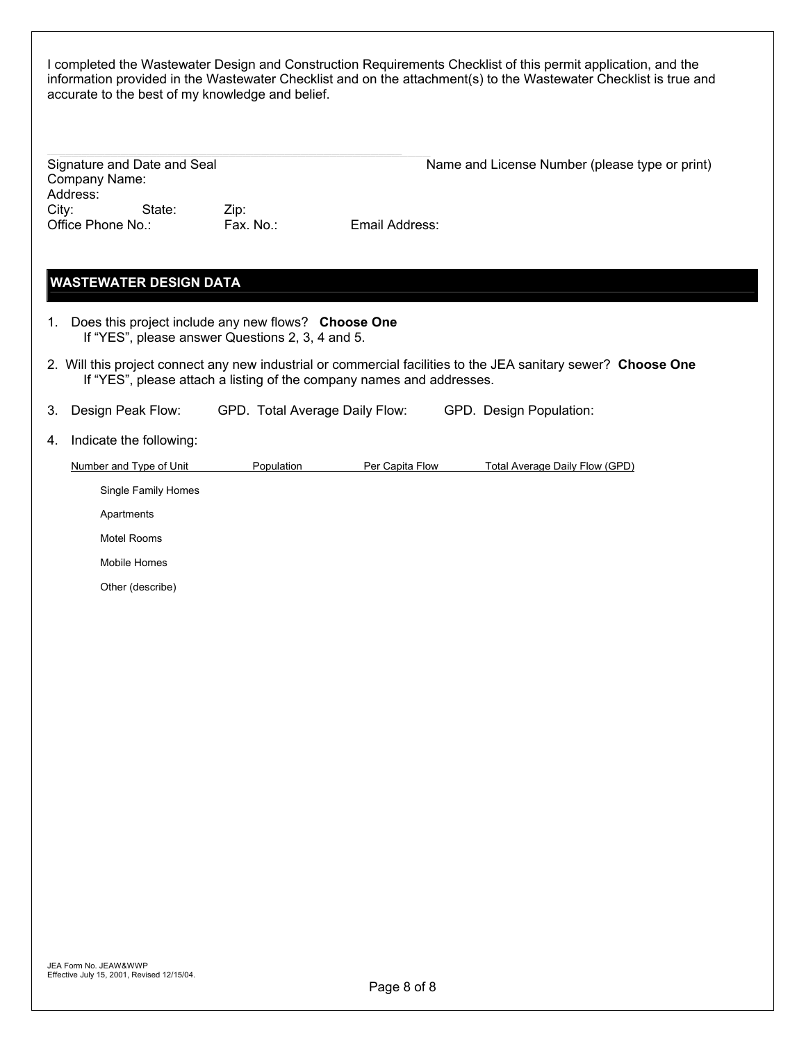I completed the Wastewater Design and Construction Requirements Checklist of this permit application, and the information provided in the Wastewater Checklist and on the attachment(s) to the Wastewater Checklist is true and accurate to the best of my knowledge and belief.

Signature and Date and Seal | Name and License Number (please type or print)

Company Name:
Address:
City: State: Zip:
Office Phone No.: Fax. No.: Email Address:

## WASTEWATER DESIGN DATA

1. Does this project include any new flows? **Choose One**
   If "YES", please answer Questions 2, 3, 4 and 5.

2. Will this project connect any new industrial or commercial facilities to the JEA sanitary sewer? **Choose One**
   If "YES", please attach a listing of the company names and addresses.

3. Design Peak Flow: GPD. Total Average Daily Flow: GPD. Design Population:

4. Indicate the following:

| Number and Type of Unit | Population | Per Capita Flow | Total Average Daily Flow (GPD) |
|---|---|---|---|
| Single Family Homes | | | |
| Apartments | | | |
| Motel Rooms | | | |
| Mobile Homes | | | |
| Other (describe) | | | |

JEA Form No. JEAW&WWP
Effective July 15, 2001, Revised 12/15/04.